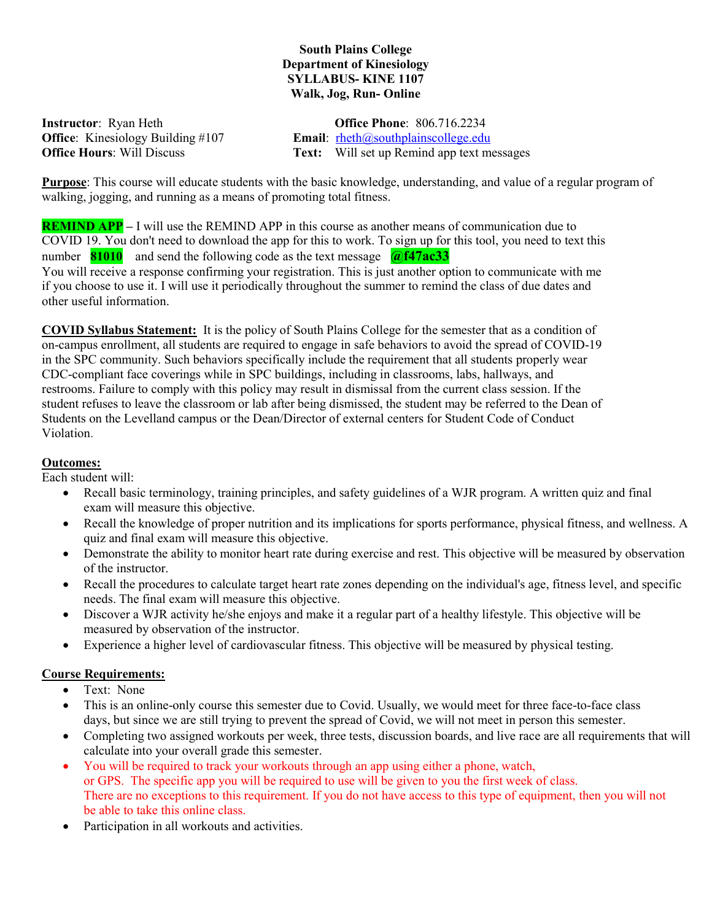**South Plains College**
**Department of Kinesiology**
**SYLLABUS- KINE 1107**
**Walk, Jog, Run- Online**

**Instructor**: Ryan Heth
**Office**: Kinesiology Building #107
**Office Hours**: Will Discuss
**Office Phone**: 806.716.2234
**Email**: rheth@southplainscollege.edu
**Text:** Will set up Remind app text messages

**Purpose**: This course will educate students with the basic knowledge, understanding, and value of a regular program of walking, jogging, and running as a means of promoting total fitness.

**REMIND APP –** I will use the REMIND APP in this course as another means of communication due to COVID 19. You don't need to download the app for this to work. To sign up for this tool, you need to text this number **81010** and send the following code as the text message **@f47ac33**
You will receive a response confirming your registration. This is just another option to communicate with me if you choose to use it. I will use it periodically throughout the summer to remind the class of due dates and other useful information.

**COVID Syllabus Statement:** It is the policy of South Plains College for the semester that as a condition of on-campus enrollment, all students are required to engage in safe behaviors to avoid the spread of COVID-19 in the SPC community. Such behaviors specifically include the requirement that all students properly wear CDC-compliant face coverings while in SPC buildings, including in classrooms, labs, hallways, and restrooms. Failure to comply with this policy may result in dismissal from the current class session. If the student refuses to leave the classroom or lab after being dismissed, the student may be referred to the Dean of Students on the Levelland campus or the Dean/Director of external centers for Student Code of Conduct Violation.

**Outcomes:**
Each student will:

- Recall basic terminology, training principles, and safety guidelines of a WJR program. A written quiz and final exam will measure this objective.
- Recall the knowledge of proper nutrition and its implications for sports performance, physical fitness, and wellness. A quiz and final exam will measure this objective.
- Demonstrate the ability to monitor heart rate during exercise and rest. This objective will be measured by observation of the instructor.
- Recall the procedures to calculate target heart rate zones depending on the individual's age, fitness level, and specific needs. The final exam will measure this objective.
- Discover a WJR activity he/she enjoys and make it a regular part of a healthy lifestyle. This objective will be measured by observation of the instructor.
- Experience a higher level of cardiovascular fitness. This objective will be measured by physical testing.

**Course Requirements:**

- Text: None
- This is an online-only course this semester due to Covid. Usually, we would meet for three face-to-face class days, but since we are still trying to prevent the spread of Covid, we will not meet in person this semester.
- Completing two assigned workouts per week, three tests, discussion boards, and live race are all requirements that will calculate into your overall grade this semester.
- You will be required to track your workouts through an app using either a phone, watch, or GPS. The specific app you will be required to use will be given to you the first week of class. There are no exceptions to this requirement. If you do not have access to this type of equipment, then you will not be able to take this online class.
- Participation in all workouts and activities.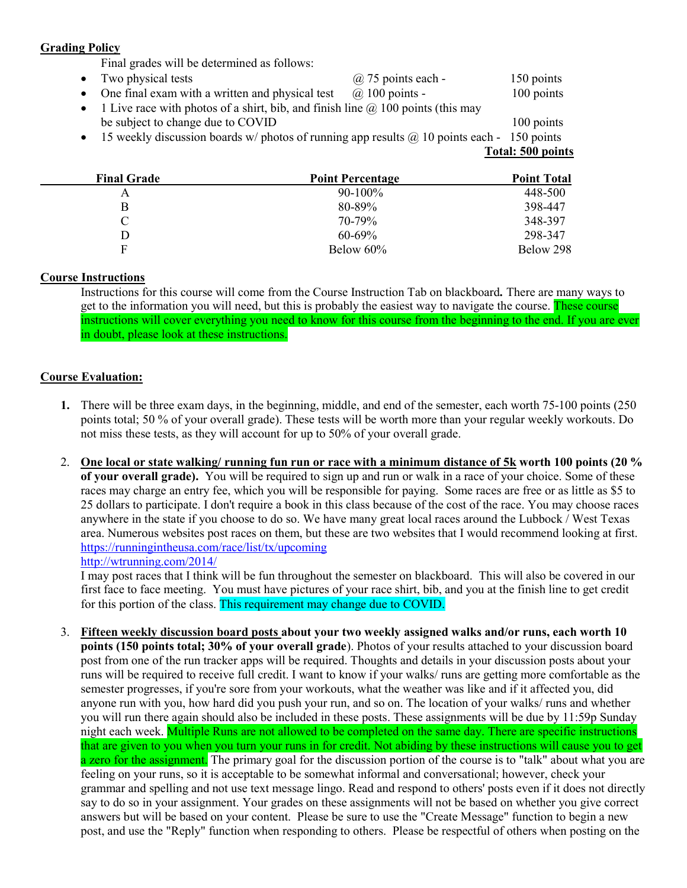**Grading Policy**

Final grades will be determined as follows:

- Two physical tests @ 75 points each - 150 points
- One final exam with a written and physical test @ 100 points - 100 points
- 1 Live race with photos of a shirt, bib, and finish line @ 100 points (this may be subject to change due to COVID 100 points
- 15 weekly discussion boards w/ photos of running app results @ 10 points each - 150 points

**Total: 500 points**

| Final Grade | Point Percentage | Point Total |
|---|---|---|
| A | 90-100% | 448-500 |
| B | 80-89% | 398-447 |
| C | 70-79% | 348-397 |
| D | 60-69% | 298-347 |
| F | Below 60% | Below 298 |

**Course Instructions**

Instructions for this course will come from the Course Instruction Tab on blackboard**.** There are many ways to get to the information you will need, but this is probably the easiest way to navigate the course. These course instructions will cover everything you need to know for this course from the beginning to the end. If you are ever in doubt, please look at these instructions.

**Course Evaluation:**

1. There will be three exam days, in the beginning, middle, and end of the semester, each worth 75-100 points (250 points total; 50 % of your overall grade). These tests will be worth more than your regular weekly workouts. Do not miss these tests, as they will account for up to 50% of your overall grade.

2. **One local or state walking/ running fun run or race with a minimum distance of 5k worth 100 points (20 % of your overall grade).** You will be required to sign up and run or walk in a race of your choice. Some of these races may charge an entry fee, which you will be responsible for paying. Some races are free or as little as $5 to 25 dollars to participate. I don't require a book in this class because of the cost of the race. You may choose races anywhere in the state if you choose to do so. We have many great local races around the Lubbock / West Texas area. Numerous websites post races on them, but these are two websites that I would recommend looking at first.
https://runningintheusa.com/race/list/tx/upcoming
http://wtrunning.com/2014/
I may post races that I think will be fun throughout the semester on blackboard. This will also be covered in our first face to face meeting. You must have pictures of your race shirt, bib, and you at the finish line to get credit for this portion of the class. This requirement may change due to COVID.

3. **Fifteen weekly discussion board posts about your two weekly assigned walks and/or runs, each worth 10 points (150 points total; 30% of your overall grade**). Photos of your results attached to your discussion board post from one of the run tracker apps will be required. Thoughts and details in your discussion posts about your runs will be required to receive full credit. I want to know if your walks/ runs are getting more comfortable as the semester progresses, if you're sore from your workouts, what the weather was like and if it affected you, did anyone run with you, how hard did you push your run, and so on. The location of your walks/ runs and whether you will run there again should also be included in these posts. These assignments will be due by 11:59p Sunday night each week. Multiple Runs are not allowed to be completed on the same day. There are specific instructions that are given to you when you turn your runs in for credit. Not abiding by these instructions will cause you to get a zero for the assignment. The primary goal for the discussion portion of the course is to "talk" about what you are feeling on your runs, so it is acceptable to be somewhat informal and conversational; however, check your grammar and spelling and not use text message lingo. Read and respond to others' posts even if it does not directly say to do so in your assignment. Your grades on these assignments will not be based on whether you give correct answers but will be based on your content. Please be sure to use the "Create Message" function to begin a new post, and use the "Reply" function when responding to others. Please be respectful of others when posting on the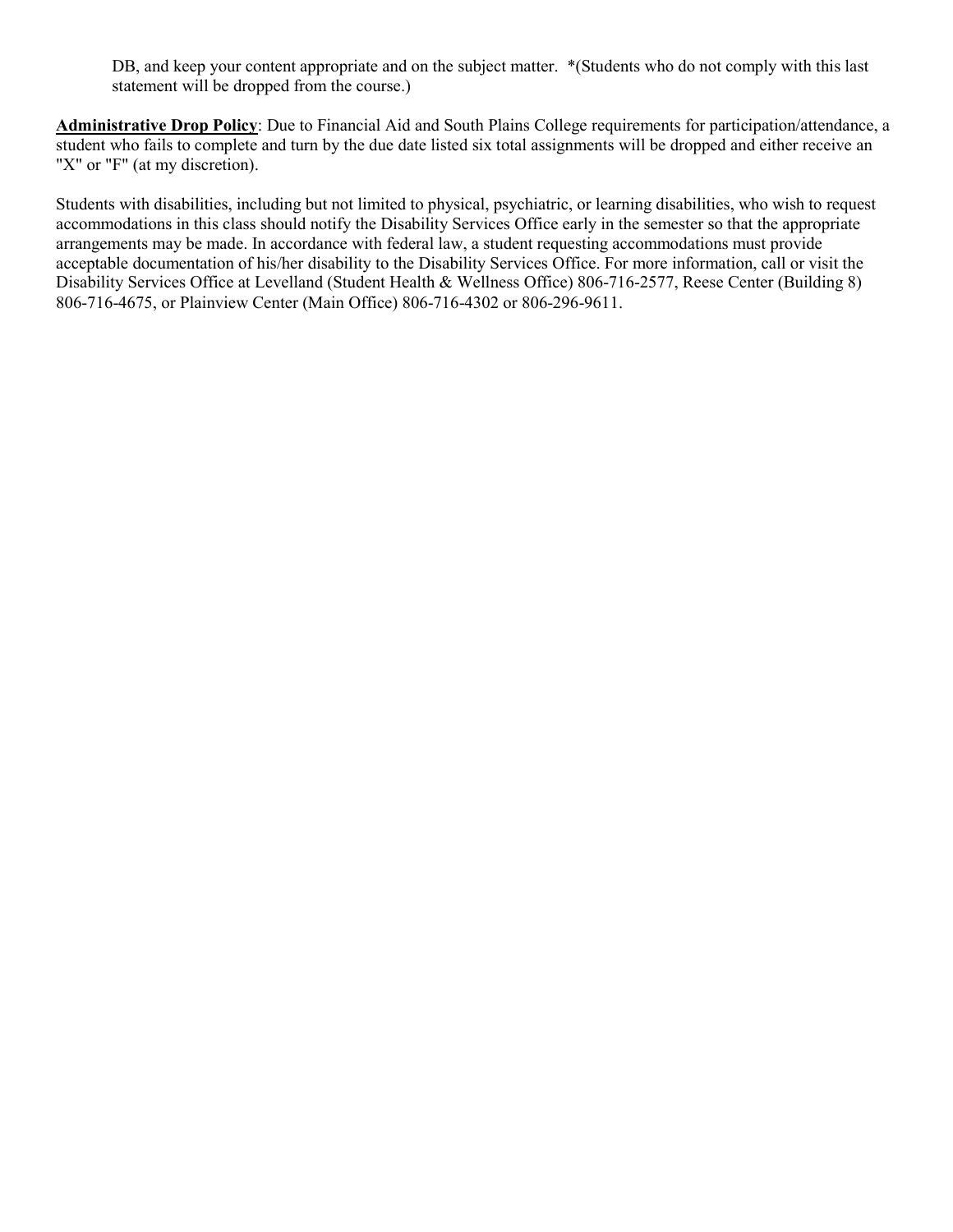DB, and keep your content appropriate and on the subject matter. *(Students who do not comply with this last statement will be dropped from the course.)

**Administrative Drop Policy**: Due to Financial Aid and South Plains College requirements for participation/attendance, a student who fails to complete and turn by the due date listed six total assignments will be dropped and either receive an "X" or "F" (at my discretion).

Students with disabilities, including but not limited to physical, psychiatric, or learning disabilities, who wish to request accommodations in this class should notify the Disability Services Office early in the semester so that the appropriate arrangements may be made. In accordance with federal law, a student requesting accommodations must provide acceptable documentation of his/her disability to the Disability Services Office. For more information, call or visit the Disability Services Office at Levelland (Student Health & Wellness Office) 806-716-2577, Reese Center (Building 8) 806-716-4675, or Plainview Center (Main Office) 806-716-4302 or 806-296-9611.